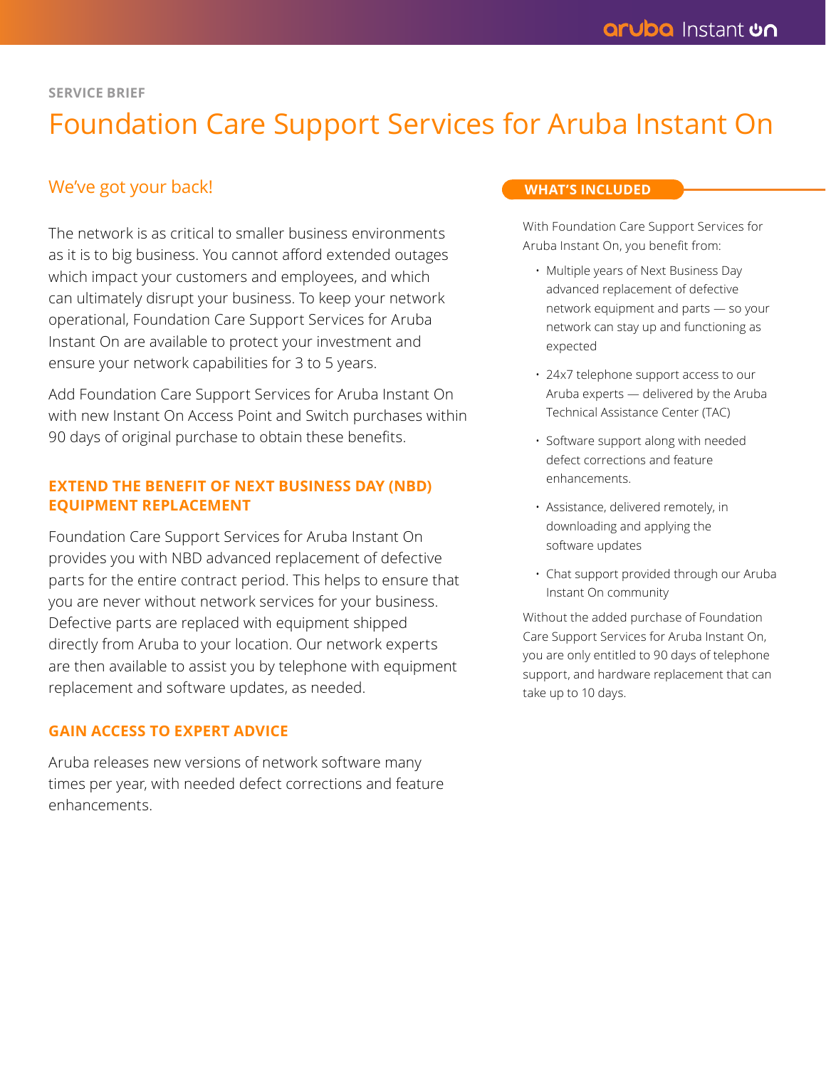SERVICE BRIEF

# Foundation Care Support Services for Aruba Instant On

## We've got your back!

The network is as critical to smaller business environments as it is to big business. You cannot afford extended outages which impact your customers and employees, and which can ultimately disrupt your business. To keep your network operational, Foundation Care Support Services for Aruba Instant On are available to protect your investment and ensure your network capabilities for 3 to 5 years.

Add Foundation Care Support Services for Aruba Instant On with new Instant On Access Point and Switch purchases within 90 days of original purchase to obtain these benefits.

### EXTEND THE BENEFIT OF NEXT BUSINESS DAY (NBD) EQUIPMENT REPLACEMENT

Foundation Care Support Services for Aruba Instant On provides you with NBD advanced replacement of defective parts for the entire contract period. This helps to ensure that you are never without network services for your business. Defective parts are replaced with equipment shipped directly from Aruba to your location. Our network experts are then available to assist you by telephone with equipment replacement and software updates, as needed.

### GAIN ACCESS TO EXPERT ADVICE

Aruba releases new versions of network software many times per year, with needed defect corrections and feature enhancements.

### WHAT'S INCLUDED

With Foundation Care Support Services for Aruba Instant On, you benefit from:

- Multiple years of Next Business Day advanced replacement of defective network equipment and parts — so your network can stay up and functioning as expected
- 24x7 telephone support access to our Aruba experts — delivered by the Aruba Technical Assistance Center (TAC)
- Software support along with needed defect corrections and feature enhancements.
- Assistance, delivered remotely, in downloading and applying the software updates
- Chat support provided through our Aruba Instant On community

Without the added purchase of Foundation Care Support Services for Aruba Instant On, you are only entitled to 90 days of telephone support, and hardware replacement that can take up to 10 days.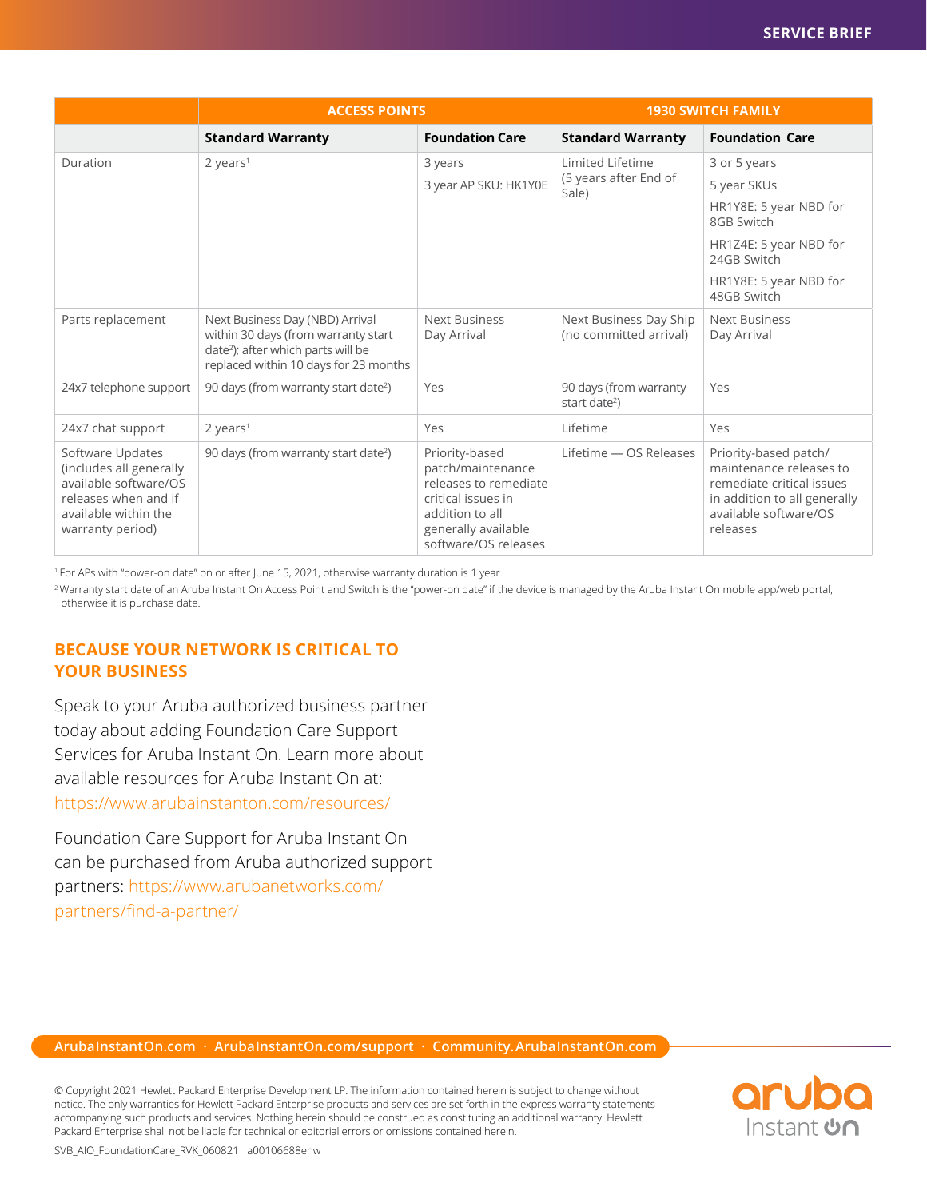| | ACCESS POINTS | | 1930 SWITCH FAMILY | |
|---|---|---|---|---|
| | **Standard Warranty** | **Foundation Care** | **Standard Warranty** | **Foundation Care** |
| Duration | 2 years[1] | 3 years<br>3 year AP SKU: HK1Y0E | Limited Lifetime<br>(5 years after End of Sale) | 3 or 5 years<br>5 year SKUs<br>HR1Y8E: 5 year NBD for 8GB Switch<br>HR1Z4E: 5 year NBD for 24GB Switch<br>HR1Y8E: 5 year NBD for 48GB Switch |
| Parts replacement | Next Business Day (NBD) Arrival within 30 days (from warranty start date[2]); after which parts will be replaced within 10 days for 23 months | Next Business Day Arrival | Next Business Day Ship (no committed arrival) | Next Business Day Arrival |
| 24x7 telephone support | 90 days (from warranty start date[2]) | Yes | 90 days (from warranty start date[2]) | Yes |
| 24x7 chat support | 2 years[1] | Yes | Lifetime | Yes |
| Software Updates (includes all generally available software/OS releases when and if available within the warranty period) | 90 days (from warranty start date[2]) | Priority-based patch/maintenance releases to remediate critical issues in addition to all generally available software/OS releases | Lifetime — OS Releases | Priority-based patch/maintenance releases to remediate critical issues in addition to all generally available software/OS releases |

[1] For APs with "power-on date" on or after June 15, 2021, otherwise warranty duration is 1 year.

[2] Warranty start date of an Aruba Instant On Access Point and Switch is the "power-on date" if the device is managed by the Aruba Instant On mobile app/web portal, otherwise it is purchase date.

## BECAUSE YOUR NETWORK IS CRITICAL TO YOUR BUSINESS

Speak to your Aruba authorized business partner today about adding Foundation Care Support Services for Aruba Instant On. Learn more about available resources for Aruba Instant On at: https://www.arubainstanton.com/resources/

Foundation Care Support for Aruba Instant On can be purchased from Aruba authorized support partners: https://www.arubanetworks.com/partners/find-a-partner/

**ArubaInstantOn.com · ArubaInstantOn.com/support · Community.ArubaInstantOn.com**

© Copyright 2021 Hewlett Packard Enterprise Development LP. The information contained herein is subject to change without notice. The only warranties for Hewlett Packard Enterprise products and services are set forth in the express warranty statements accompanying such products and services. Nothing herein should be construed as constituting an additional warranty. Hewlett Packard Enterprise shall not be liable for technical or editorial errors or omissions contained herein.

SVB_AIO_FoundationCare_RVK_060821 a00106688enw